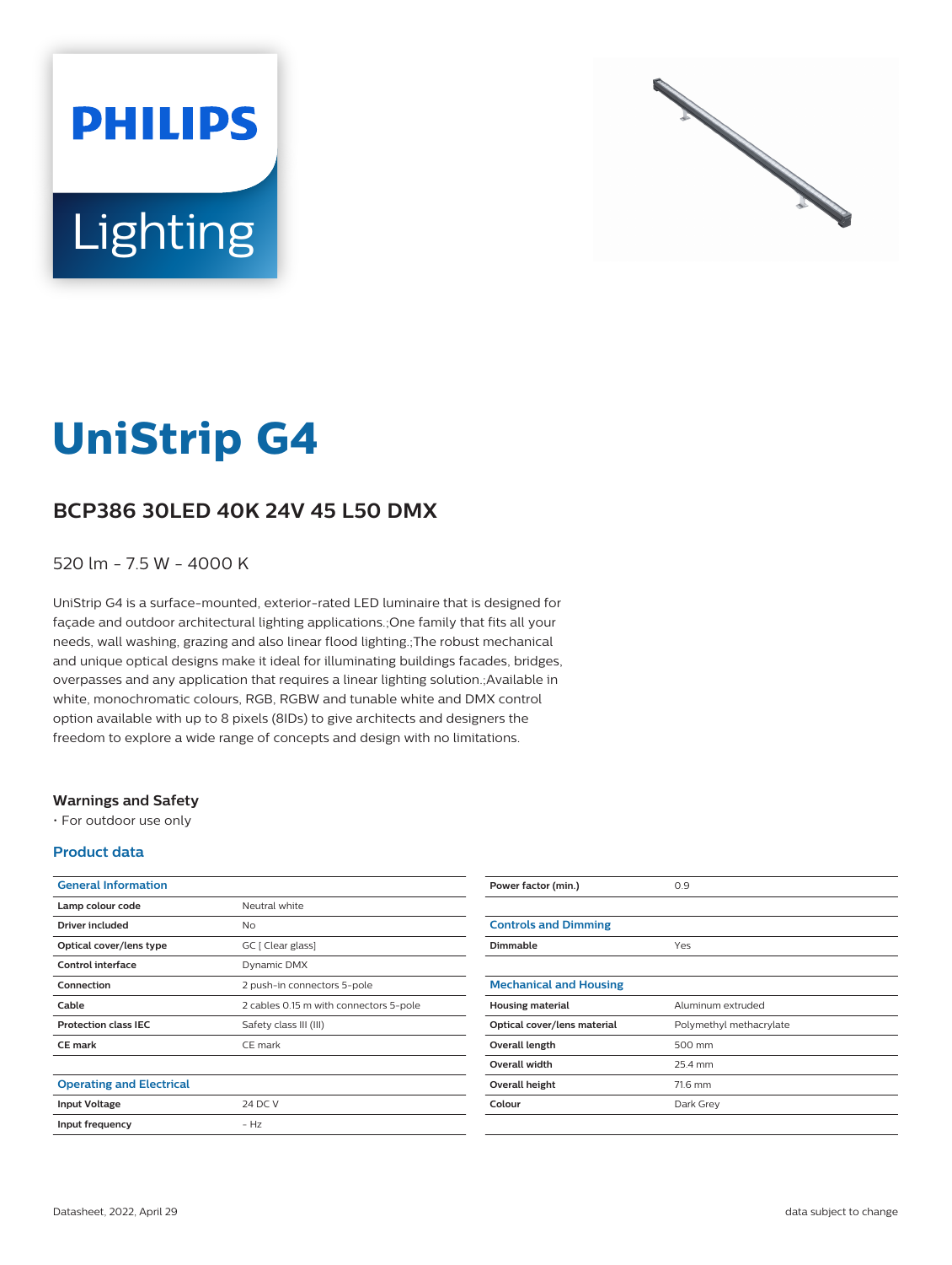# UniStrip G4

## BCP386 30LED 40K 24V 45 L50 DMX

520 lm - 7.5 W - 4000 K

UniStrip G4 is a surface-mounted, exterior-rated LED luminaire that is designed for façade and outdoor architectural lighting applications.;One family that fits all your needs, wall washing, grazing and also linear flood lighting.;The robust mechanical and unique optical designs make it ideal for illuminating buildings facades, bridges, overpasses and any application that requires a linear lighting solution.;Available in white, monochromatic colours, RGB, RGBW and tunable white and DMX control option available with up to 8 pixels (8IDs) to give architects and designers the freedom to explore a wide range of concepts and design with no limitations.

### Warnings and Safety

- For outdoor use only

### Product data

| General Information | |
|---|---|
| Lamp colour code | Neutral white |
| Driver included | No |
| Optical cover/lens type | GC [ Clear glass] |
| Control interface | Dynamic DMX |
| Connection | 2 push-in connectors 5-pole |
| Cable | 2 cables 0.15 m with connectors 5-pole |
| Protection class IEC | Safety class III (III) |
| CE mark | CE mark |

| Operating and Electrical | |
|---|---|
| Input Voltage | 24 DC V |
| Input frequency | - Hz |
| Power factor (min.) | 0.9 |

| Controls and Dimming | |
|---|---|
| Dimmable | Yes |

| Mechanical and Housing | |
|---|---|
| Housing material | Aluminum extruded |
| Optical cover/lens material | Polymethyl methacrylate |
| Overall length | 500 mm |
| Overall width | 25.4 mm |
| Overall height | 71.6 mm |
| Colour | Dark Grey |

Datasheet, 2022, April 29 — data subject to change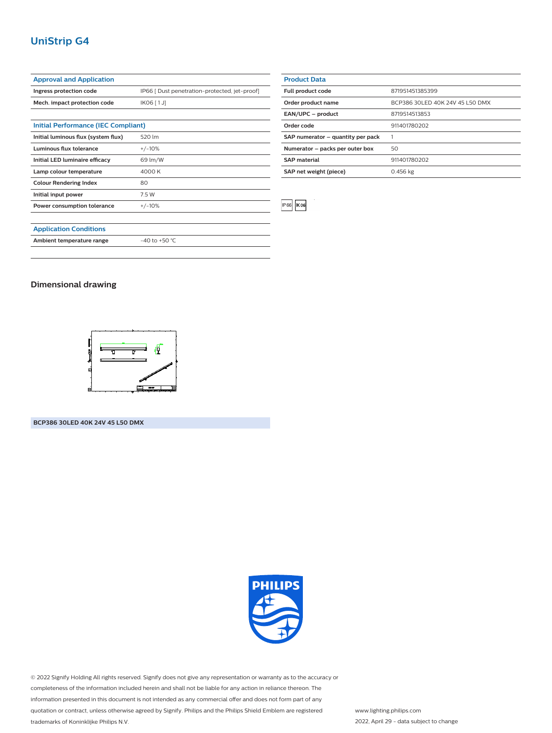# UniStrip G4

| Approval and Application | |
|---|---|
| Ingress protection code | IP66 [ Dust penetration-protected, jet-proof] |
| Mech. impact protection code | IK06 [ 1 J] |

| Initial Performance (IEC Compliant) | |
|---|---|
| Initial luminous flux (system flux) | 520 lm |
| Luminous flux tolerance | +/-10% |
| Initial LED luminaire efficacy | 69 lm/W |
| Lamp colour temperature | 4000 K |
| Colour Rendering Index | 80 |
| Initial input power | 7.5 W |
| Power consumption tolerance | +/-10% |

| Application Conditions | |
|---|---|
| Ambient temperature range | -40 to +50 °C |

| Product Data | |
|---|---|
| Full product code | 871951451385399 |
| Order product name | BCP386 30LED 40K 24V 45 L50 DMX |
| EAN/UPC – product | 8719514513853 |
| Order code | 911401780202 |
| SAP numerator – quantity per pack | 1 |
| Numerator – packs per outer box | 50 |
| SAP material | 911401780202 |
| SAP net weight (piece) | 0.456 kg |

IP66 IK06

## Dimensional drawing

BCP386 30LED 40K 24V 45 L50 DMX

© 2022 Signify Holding All rights reserved. Signify does not give any representation or warranty as to the accuracy or completeness of the information included herein and shall not be liable for any action in reliance thereon. The information presented in this document is not intended as any commercial offer and does not form part of any quotation or contract, unless otherwise agreed by Signify. Philips and the Philips Shield Emblem are registered trademarks of Koninklijke Philips N.V.

www.lighting.philips.com

2022, April 29 - data subject to change